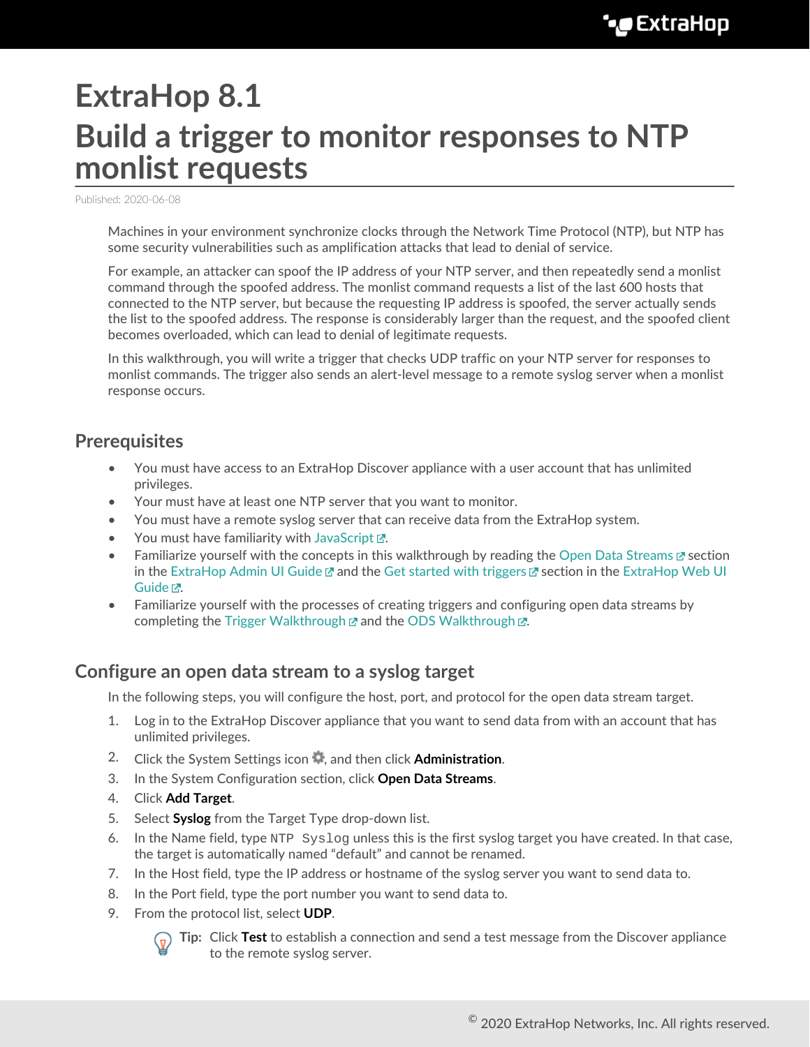# ExtraHop 8.1

# Build a trigger to monitor responses to NTP monlist requests

Published: 2020-06-08

Machines in your environment synchronize clocks through the Network Time Protocol (NTP), but NTP has some security vulnerabilities such as amplification attacks that lead to denial of service.

For example, an attacker can spoof the IP address of your NTP server, and then repeatedly send a monlist command through the spoofed address. The monlist command requests a list of the last 600 hosts that connected to the NTP server, but because the requesting IP address is spoofed, the server actually sends the list to the spoofed address. The response is considerably larger than the request, and the spoofed client becomes overloaded, which can lead to denial of legitimate requests.

In this walkthrough, you will write a trigger that checks UDP traffic on your NTP server for responses to monlist commands. The trigger also sends an alert-level message to a remote syslog server when a monlist response occurs.

## Prerequisites

- You must have access to an ExtraHop Discover appliance with a user account that has unlimited privileges.
- Your must have at least one NTP server that you want to monitor.
- You must have a remote syslog server that can receive data from the ExtraHop system.
- You must have familiarity with JavaScript.
- Familiarize yourself with the concepts in this walkthrough by reading the Open Data Streams section in the ExtraHop Admin UI Guide and the Get started with triggers section in the ExtraHop Web UI Guide.
- Familiarize yourself with the processes of creating triggers and configuring open data streams by completing the Trigger Walkthrough and the ODS Walkthrough.

## Configure an open data stream to a syslog target

In the following steps, you will configure the host, port, and protocol for the open data stream target.

1. Log in to the ExtraHop Discover appliance that you want to send data from with an account that has unlimited privileges.
2. Click the System Settings icon, and then click **Administration**.
3. In the System Configuration section, click **Open Data Streams**.
4. Click **Add Target**.
5. Select **Syslog** from the Target Type drop-down list.
6. In the Name field, type `NTP Syslog` unless this is the first syslog target you have created. In that case, the target is automatically named "default" and cannot be renamed.
7. In the Host field, type the IP address or hostname of the syslog server you want to send data to.
8. In the Port field, type the port number you want to send data to.
9. From the protocol list, select **UDP**.

   **Tip:** Click **Test** to establish a connection and send a test message from the Discover appliance to the remote syslog server.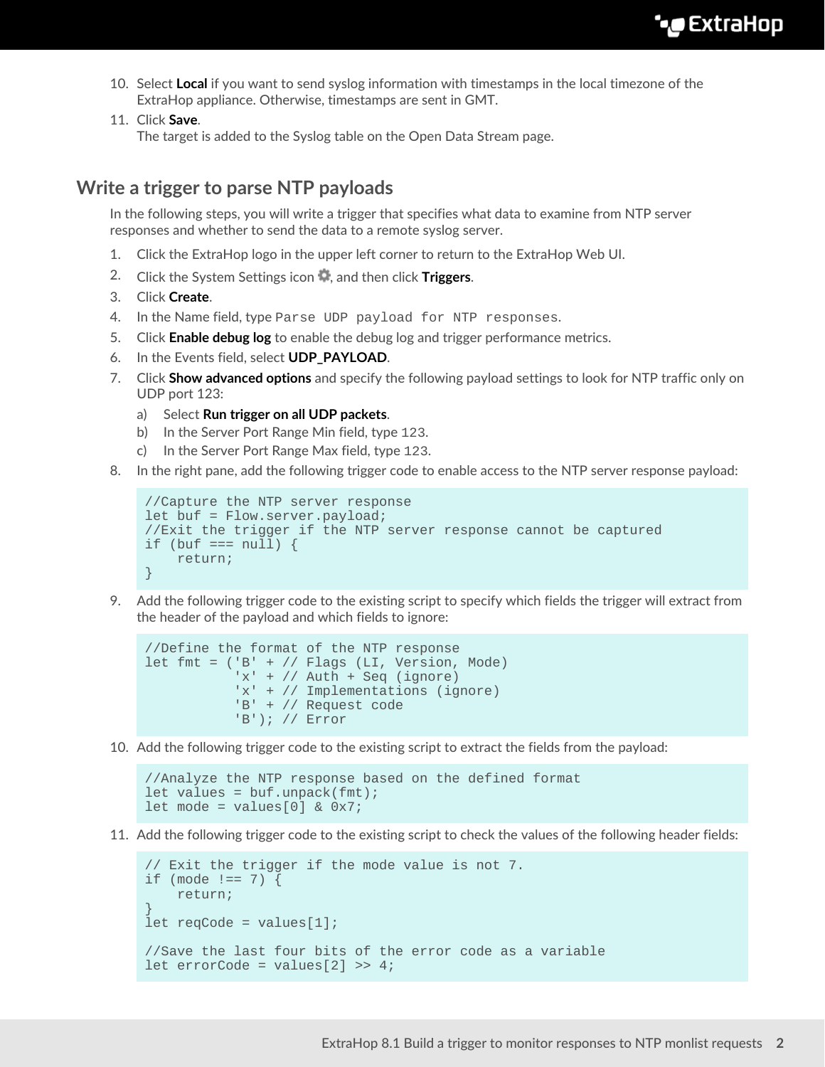10. Select **Local** if you want to send syslog information with timestamps in the local timezone of the ExtraHop appliance. Otherwise, timestamps are sent in GMT.
11. Click **Save**.
    The target is added to the Syslog table on the Open Data Stream page.

## Write a trigger to parse NTP payloads

In the following steps, you will write a trigger that specifies what data to examine from NTP server responses and whether to send the data to a remote syslog server.

1. Click the ExtraHop logo in the upper left corner to return to the ExtraHop Web UI.
2. Click the System Settings icon, and then click **Triggers**.
3. Click **Create**.
4. In the Name field, type `Parse UDP payload for NTP responses`.
5. Click **Enable debug log** to enable the debug log and trigger performance metrics.
6. In the Events field, select **UDP_PAYLOAD**.
7. Click **Show advanced options** and specify the following payload settings to look for NTP traffic only on UDP port 123:
   a) Select **Run trigger on all UDP packets**.
   b) In the Server Port Range Min field, type `123`.
   c) In the Server Port Range Max field, type `123`.
8. In the right pane, add the following trigger code to enable access to the NTP server response payload:

```
//Capture the NTP server response
let buf = Flow.server.payload;
//Exit the trigger if the NTP server response cannot be captured
if (buf === null) {
    return;
}
```

9. Add the following trigger code to the existing script to specify which fields the trigger will extract from the header of the payload and which fields to ignore:

```
//Define the format of the NTP response
let fmt = ('B' + // Flags (LI, Version, Mode)
           'x' + // Auth + Seq (ignore)
           'x' + // Implementations (ignore)
           'B' + // Request code
           'B'); // Error
```

10. Add the following trigger code to the existing script to extract the fields from the payload:

```
//Analyze the NTP response based on the defined format
let values = buf.unpack(fmt);
let mode = values[0] & 0x7;
```

11. Add the following trigger code to the existing script to check the values of the following header fields:

```
// Exit the trigger if the mode value is not 7.
if (mode !== 7) {
    return;
}
let reqCode = values[1];

//Save the last four bits of the error code as a variable
let errorCode = values[2] >> 4;
```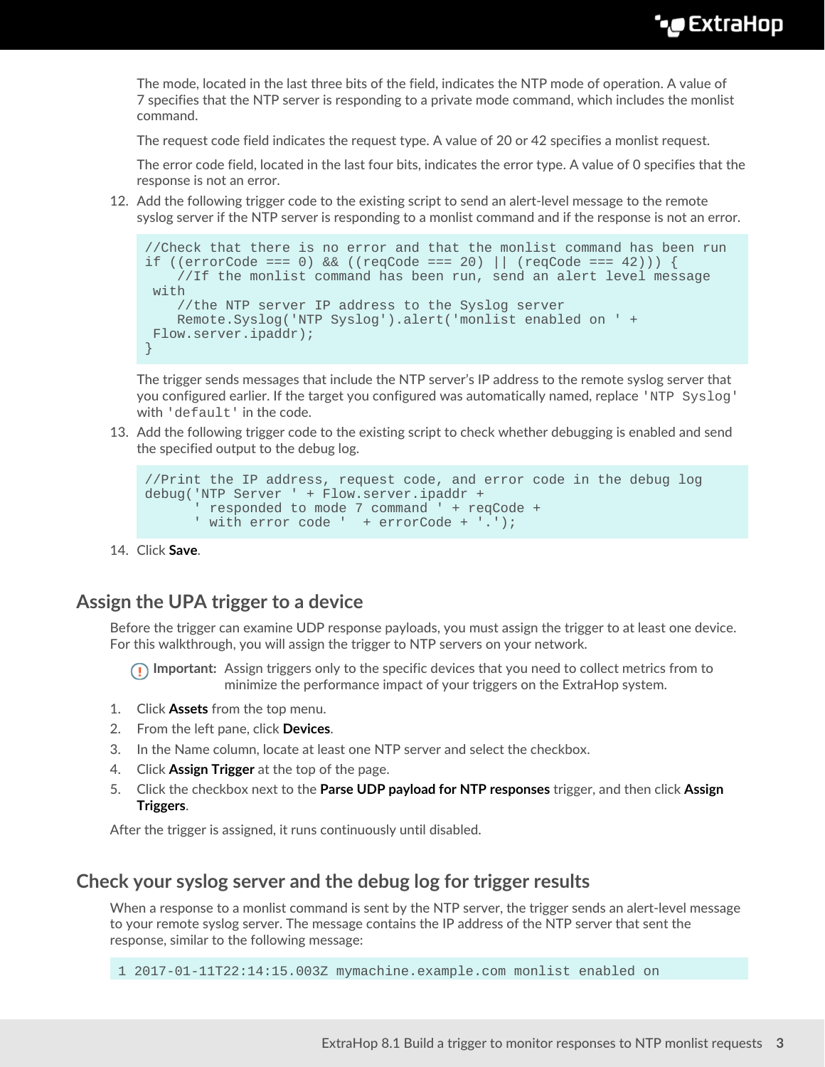The mode, located in the last three bits of the field, indicates the NTP mode of operation. A value of 7 specifies that the NTP server is responding to a private mode command, which includes the monlist command.

The request code field indicates the request type. A value of 20 or 42 specifies a monlist request.

The error code field, located in the last four bits, indicates the error type. A value of 0 specifies that the response is not an error.

12. Add the following trigger code to the existing script to send an alert-level message to the remote syslog server if the NTP server is responding to a monlist command and if the response is not an error.

```
//Check that there is no error and that the monlist command has been run
if ((errorCode === 0) && ((reqCode === 20) || (reqCode === 42))) {
    //If the monlist command has been run, send an alert level message
 with
    //the NTP server IP address to the Syslog server
    Remote.Syslog('NTP Syslog').alert('monlist enabled on ' +
 Flow.server.ipaddr);
}
```

The trigger sends messages that include the NTP server's IP address to the remote syslog server that you configured earlier. If the target you configured was automatically named, replace `'NTP Syslog'` with `'default'` in the code.

13. Add the following trigger code to the existing script to check whether debugging is enabled and send the specified output to the debug log.

```
//Print the IP address, request code, and error code in the debug log
debug('NTP Server ' + Flow.server.ipaddr +
      ' responded to mode 7 command ' + reqCode +
      ' with error code '  + errorCode + '.');
```

14. Click **Save**.

## Assign the UPA trigger to a device

Before the trigger can examine UDP response payloads, you must assign the trigger to at least one device. For this walkthrough, you will assign the trigger to NTP servers on your network.

**Important:** Assign triggers only to the specific devices that you need to collect metrics from to minimize the performance impact of your triggers on the ExtraHop system.

1. Click **Assets** from the top menu.
2. From the left pane, click **Devices**.
3. In the Name column, locate at least one NTP server and select the checkbox.
4. Click **Assign Trigger** at the top of the page.
5. Click the checkbox next to the **Parse UDP payload for NTP responses** trigger, and then click **Assign Triggers**.

After the trigger is assigned, it runs continuously until disabled.

## Check your syslog server and the debug log for trigger results

When a response to a monlist command is sent by the NTP server, the trigger sends an alert-level message to your remote syslog server. The message contains the IP address of the NTP server that sent the response, similar to the following message:

```
1 2017-01-11T22:14:15.003Z mymachine.example.com monlist enabled on
```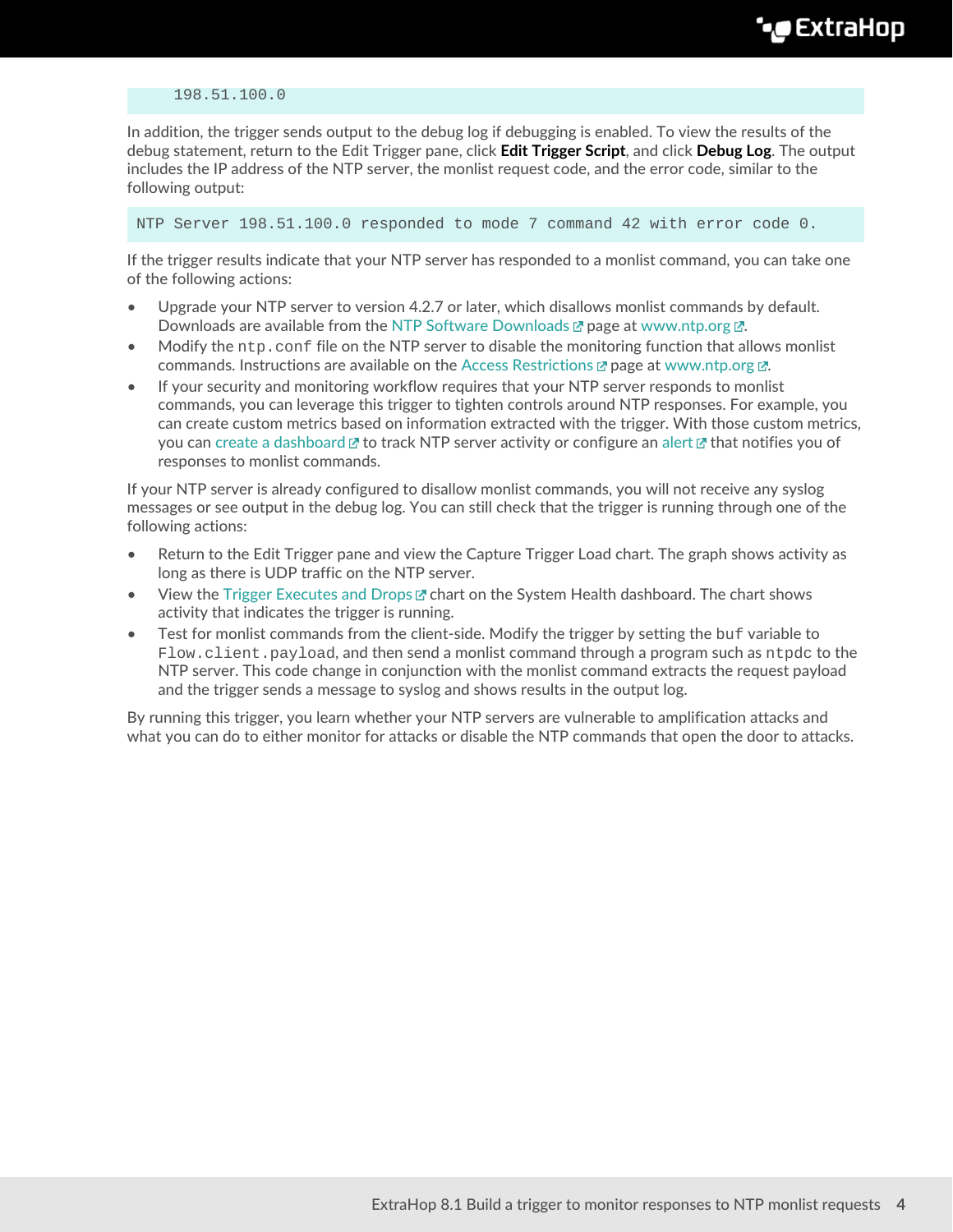```
198.51.100.0
```

In addition, the trigger sends output to the debug log if debugging is enabled. To view the results of the debug statement, return to the Edit Trigger pane, click **Edit Trigger Script**, and click **Debug Log**. The output includes the IP address of the NTP server, the monlist request code, and the error code, similar to the following output:

```
NTP Server 198.51.100.0 responded to mode 7 command 42 with error code 0.
```

If the trigger results indicate that your NTP server has responded to a monlist command, you can take one of the following actions:

- Upgrade your NTP server to version 4.2.7 or later, which disallows monlist commands by default. Downloads are available from the NTP Software Downloads page at www.ntp.org.
- Modify the `ntp.conf` file on the NTP server to disable the monitoring function that allows monlist commands. Instructions are available on the Access Restrictions page at www.ntp.org.
- If your security and monitoring workflow requires that your NTP server responds to monlist commands, you can leverage this trigger to tighten controls around NTP responses. For example, you can create custom metrics based on information extracted with the trigger. With those custom metrics, you can create a dashboard to track NTP server activity or configure an alert that notifies you of responses to monlist commands.

If your NTP server is already configured to disallow monlist commands, you will not receive any syslog messages or see output in the debug log. You can still check that the trigger is running through one of the following actions:

- Return to the Edit Trigger pane and view the Capture Trigger Load chart. The graph shows activity as long as there is UDP traffic on the NTP server.
- View the Trigger Executes and Drops chart on the System Health dashboard. The chart shows activity that indicates the trigger is running.
- Test for monlist commands from the client-side. Modify the trigger by setting the `buf` variable to `Flow.client.payload`, and then send a monlist command through a program such as `ntpdc` to the NTP server. This code change in conjunction with the monlist command extracts the request payload and the trigger sends a message to syslog and shows results in the output log.

By running this trigger, you learn whether your NTP servers are vulnerable to amplification attacks and what you can do to either monitor for attacks or disable the NTP commands that open the door to attacks.